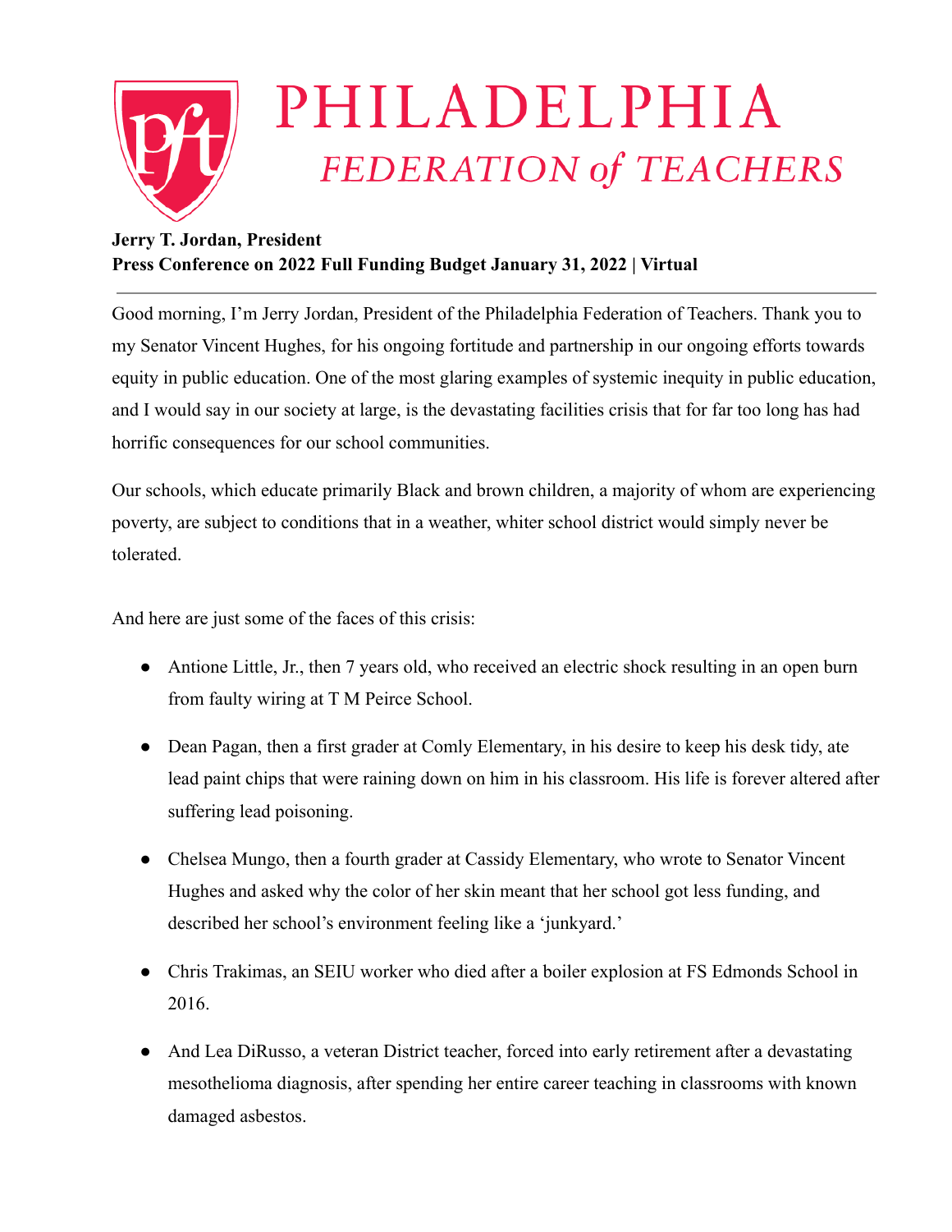# PHILADELPHIA
## *FEDERATION of TEACHERS*

**Jerry T. Jordan, President**
**Press Conference on 2022 Full Funding Budget January 31, 2022 | Virtual**

---

Good morning, I'm Jerry Jordan, President of the Philadelphia Federation of Teachers. Thank you to my Senator Vincent Hughes, for his ongoing fortitude and partnership in our ongoing efforts towards equity in public education. One of the most glaring examples of systemic inequity in public education, and I would say in our society at large, is the devastating facilities crisis that for far too long has had horrific consequences for our school communities.

Our schools, which educate primarily Black and brown children, a majority of whom are experiencing poverty, are subject to conditions that in a weather, whiter school district would simply never be tolerated.

And here are just some of the faces of this crisis:

- Antione Little, Jr., then 7 years old, who received an electric shock resulting in an open burn from faulty wiring at T M Peirce School.
- Dean Pagan, then a first grader at Comly Elementary, in his desire to keep his desk tidy, ate lead paint chips that were raining down on him in his classroom. His life is forever altered after suffering lead poisoning.
- Chelsea Mungo, then a fourth grader at Cassidy Elementary, who wrote to Senator Vincent Hughes and asked why the color of her skin meant that her school got less funding, and described her school's environment feeling like a 'junkyard.'
- Chris Trakimas, an SEIU worker who died after a boiler explosion at FS Edmonds School in 2016.
- And Lea DiRusso, a veteran District teacher, forced into early retirement after a devastating mesothelioma diagnosis, after spending her entire career teaching in classrooms with known damaged asbestos.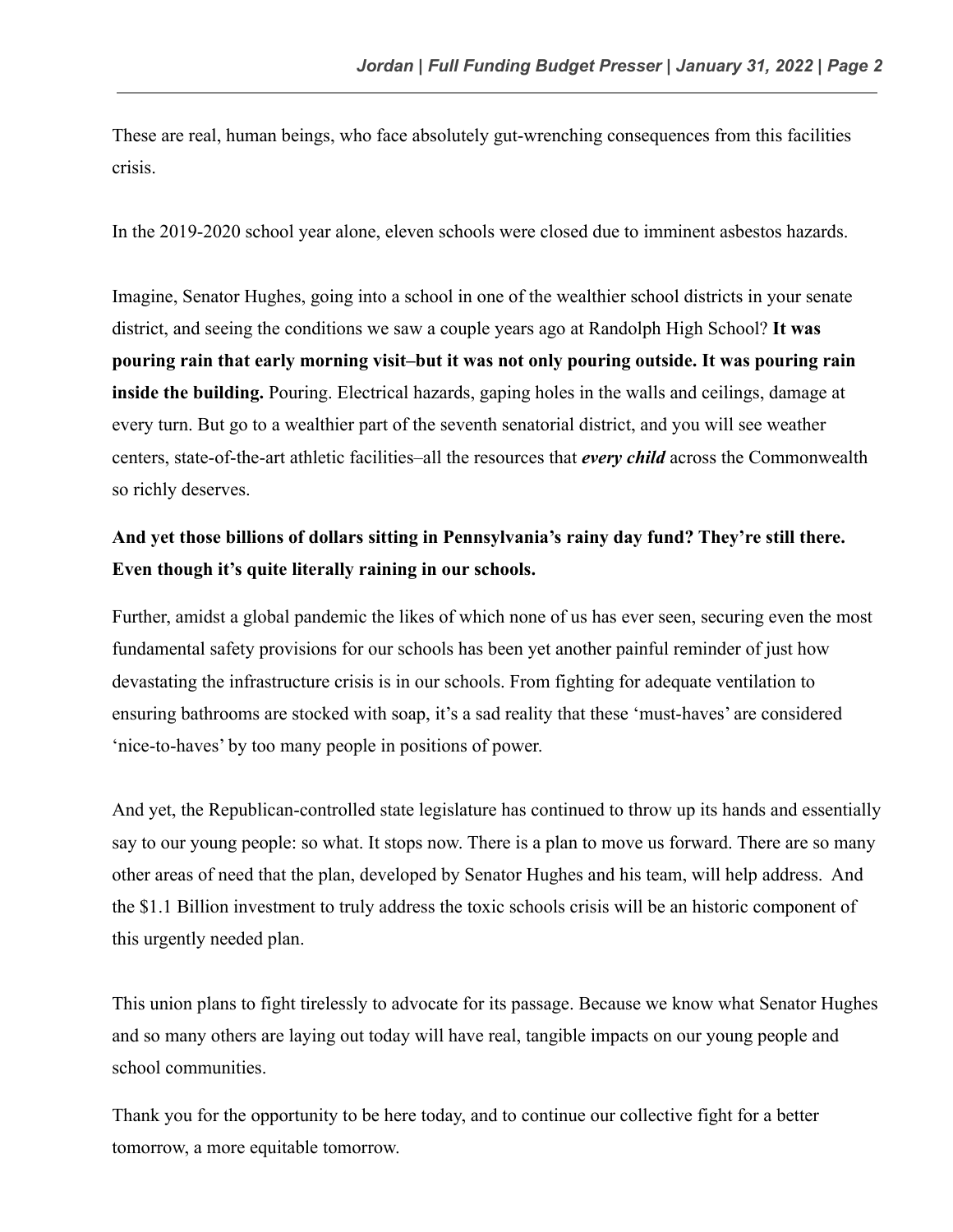These are real, human beings, who face absolutely gut-wrenching consequences from this facilities crisis.

In the 2019-2020 school year alone, eleven schools were closed due to imminent asbestos hazards.

Imagine, Senator Hughes, going into a school in one of the wealthier school districts in your senate district, and seeing the conditions we saw a couple years ago at Randolph High School? **It was pouring rain that early morning visit–but it was not only pouring outside. It was pouring rain inside the building.** Pouring. Electrical hazards, gaping holes in the walls and ceilings, damage at every turn. But go to a wealthier part of the seventh senatorial district, and you will see weather centers, state-of-the-art athletic facilities–all the resources that ***every child*** across the Commonwealth so richly deserves.

**And yet those billions of dollars sitting in Pennsylvania's rainy day fund? They're still there. Even though it's quite literally raining in our schools.**

Further, amidst a global pandemic the likes of which none of us has ever seen, securing even the most fundamental safety provisions for our schools has been yet another painful reminder of just how devastating the infrastructure crisis is in our schools. From fighting for adequate ventilation to ensuring bathrooms are stocked with soap, it's a sad reality that these 'must-haves' are considered 'nice-to-haves' by too many people in positions of power.

And yet, the Republican-controlled state legislature has continued to throw up its hands and essentially say to our young people: so what. It stops now. There is a plan to move us forward. There are so many other areas of need that the plan, developed by Senator Hughes and his team, will help address. And the $1.1 Billion investment to truly address the toxic schools crisis will be an historic component of this urgently needed plan.

This union plans to fight tirelessly to advocate for its passage. Because we know what Senator Hughes and so many others are laying out today will have real, tangible impacts on our young people and school communities.

Thank you for the opportunity to be here today, and to continue our collective fight for a better tomorrow, a more equitable tomorrow.